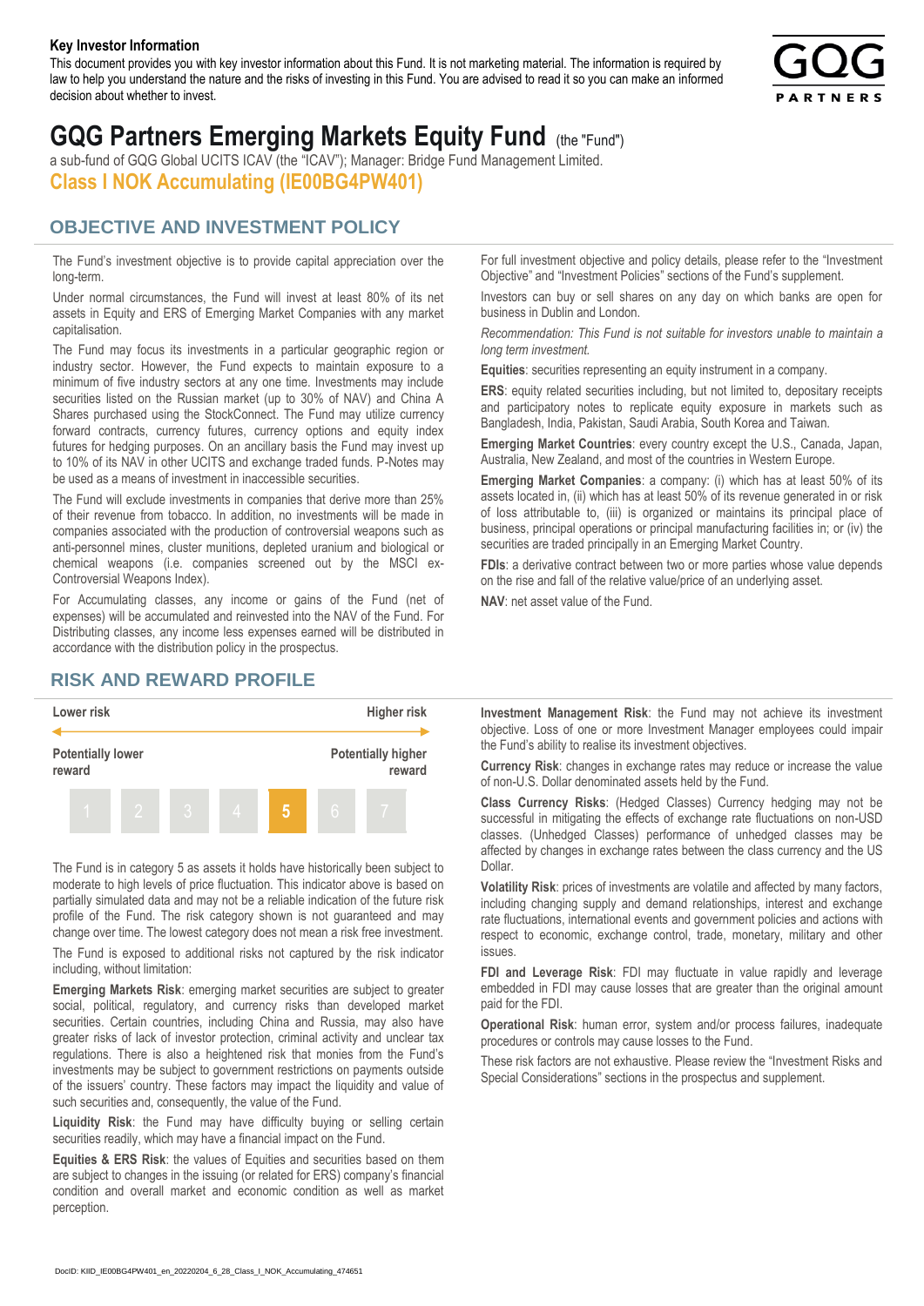**Key Investor Information**

This document provides you with key investor information about this Fund. It is not marketing material. The information is required by law to help you understand the nature and the risks of investing in this Fund. You are advised to read it so you can make an informed decision about whether to invest.

# GQG Partners Emerging Markets Equity Fund (the "Fund")

a sub-fund of GQG Global UCITS ICAV (the "ICAV"); Manager: Bridge Fund Management Limited.

## Class I NOK Accumulating (IE00BG4PW401)

## OBJECTIVE AND INVESTMENT POLICY

The Fund's investment objective is to provide capital appreciation over the long-term.

Under normal circumstances, the Fund will invest at least 80% of its net assets in Equity and ERS of Emerging Market Companies with any market capitalisation.

The Fund may focus its investments in a particular geographic region or industry sector. However, the Fund expects to maintain exposure to a minimum of five industry sectors at any one time. Investments may include securities listed on the Russian market (up to 30% of NAV) and China A Shares purchased using the StockConnect. The Fund may utilize currency forward contracts, currency futures, currency options and equity index futures for hedging purposes. On an ancillary basis the Fund may invest up to 10% of its NAV in other UCITS and exchange traded funds. P-Notes may be used as a means of investment in inaccessible securities.

The Fund will exclude investments in companies that derive more than 25% of their revenue from tobacco. In addition, no investments will be made in companies associated with the production of controversial weapons such as anti-personnel mines, cluster munitions, depleted uranium and biological or chemical weapons (i.e. companies screened out by the MSCI ex-Controversial Weapons Index).

For Accumulating classes, any income or gains of the Fund (net of expenses) will be accumulated and reinvested into the NAV of the Fund. For Distributing classes, any income less expenses earned will be distributed in accordance with the distribution policy in the prospectus.

For full investment objective and policy details, please refer to the "Investment Objective" and "Investment Policies" sections of the Fund's supplement.

Investors can buy or sell shares on any day on which banks are open for business in Dublin and London.

*Recommendation: This Fund is not suitable for investors unable to maintain a long term investment.*

**Equities**: securities representing an equity instrument in a company.

**ERS**: equity related securities including, but not limited to, depositary receipts and participatory notes to replicate equity exposure in markets such as Bangladesh, India, Pakistan, Saudi Arabia, South Korea and Taiwan.

**Emerging Market Countries**: every country except the U.S., Canada, Japan, Australia, New Zealand, and most of the countries in Western Europe.

**Emerging Market Companies**: a company: (i) which has at least 50% of its assets located in, (ii) which has at least 50% of its revenue generated in or risk of loss attributable to, (iii) is organized or maintains its principal place of business, principal operations or principal manufacturing facilities in; or (iv) the securities are traded principally in an Emerging Market Country.

**FDIs**: a derivative contract between two or more parties whose value depends on the rise and fall of the relative value/price of an underlying asset.

**NAV**: net asset value of the Fund.

## RISK AND REWARD PROFILE

| Lower risk | | | | | | Higher risk |
|---|---|---|---|---|---|---|
| Potentially lower reward | | | | | | Potentially higher reward |
| 1 | 2 | 3 | 4 | **5** | 6 | 7 |

The Fund is in category 5 as assets it holds have historically been subject to moderate to high levels of price fluctuation. This indicator above is based on partially simulated data and may not be a reliable indication of the future risk profile of the Fund. The risk category shown is not guaranteed and may change over time. The lowest category does not mean a risk free investment.

The Fund is exposed to additional risks not captured by the risk indicator including, without limitation:

**Emerging Markets Risk**: emerging market securities are subject to greater social, political, regulatory, and currency risks than developed market securities. Certain countries, including China and Russia, may also have greater risks of lack of investor protection, criminal activity and unclear tax regulations. There is also a heightened risk that monies from the Fund's investments may be subject to government restrictions on payments outside of the issuers' country. These factors may impact the liquidity and value of such securities and, consequently, the value of the Fund.

**Liquidity Risk**: the Fund may have difficulty buying or selling certain securities readily, which may have a financial impact on the Fund.

**Equities & ERS Risk**: the values of Equities and securities based on them are subject to changes in the issuing (or related for ERS) company's financial condition and overall market and economic condition as well as market perception.

**Investment Management Risk**: the Fund may not achieve its investment objective. Loss of one or more Investment Manager employees could impair the Fund's ability to realise its investment objectives.

**Currency Risk**: changes in exchange rates may reduce or increase the value of non-U.S. Dollar denominated assets held by the Fund.

**Class Currency Risks**: (Hedged Classes) Currency hedging may not be successful in mitigating the effects of exchange rate fluctuations on non-USD classes. (Unhedged Classes) performance of unhedged classes may be affected by changes in exchange rates between the class currency and the US Dollar.

**Volatility Risk**: prices of investments are volatile and affected by many factors, including changing supply and demand relationships, interest and exchange rate fluctuations, international events and government policies and actions with respect to economic, exchange control, trade, monetary, military and other issues.

**FDI and Leverage Risk**: FDI may fluctuate in value rapidly and leverage embedded in FDI may cause losses that are greater than the original amount paid for the FDI.

**Operational Risk**: human error, system and/or process failures, inadequate procedures or controls may cause losses to the Fund.

These risk factors are not exhaustive. Please review the "Investment Risks and Special Considerations" sections in the prospectus and supplement.

DocID: KIID_IE00BG4PW401_en_20220204_6_28_Class_I_NOK_Accumulating_474651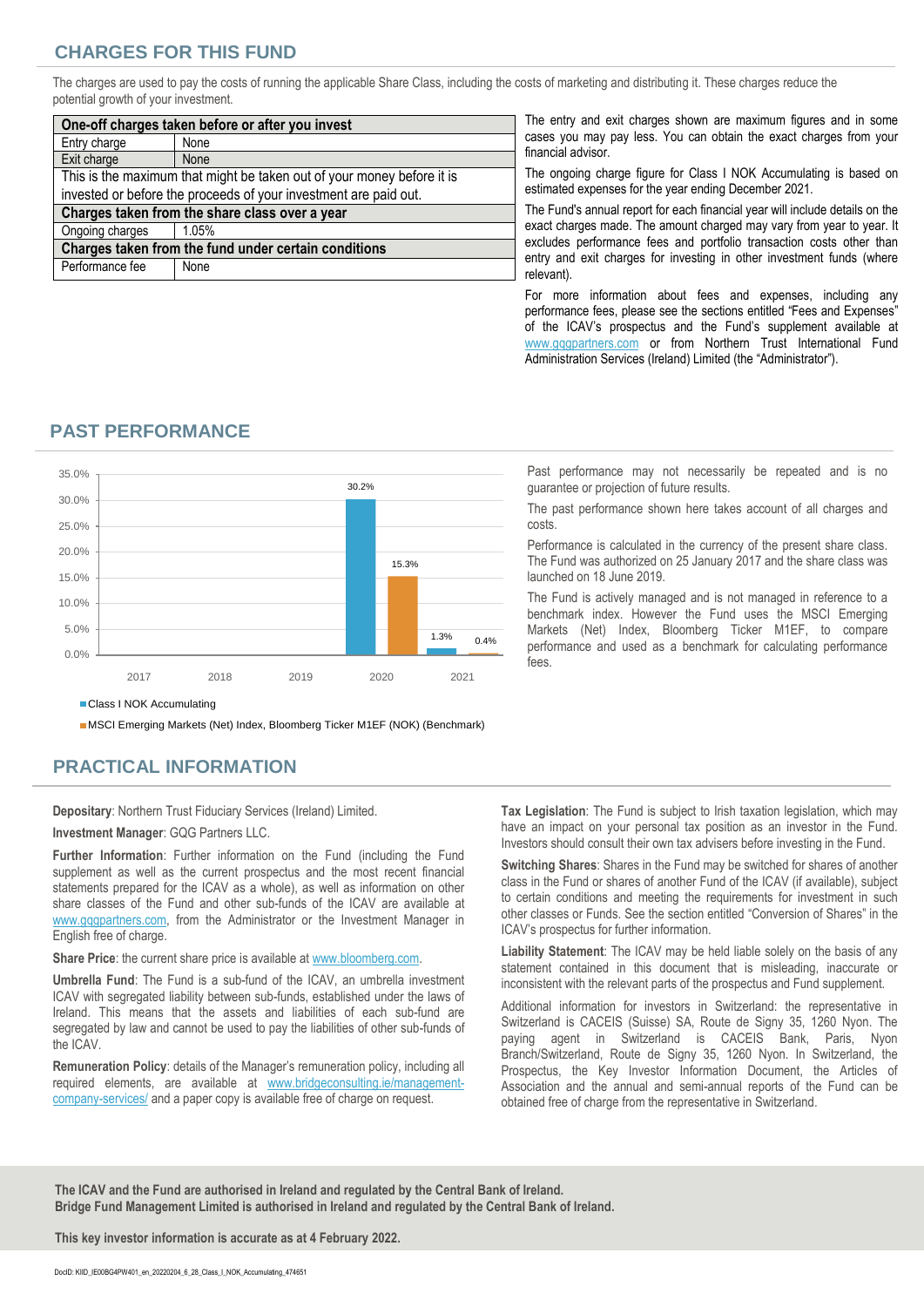## CHARGES FOR THIS FUND

The charges are used to pay the costs of running the applicable Share Class, including the costs of marketing and distributing it. These charges reduce the potential growth of your investment.

| One-off charges taken before or after you invest | |
|---|---|
| Entry charge | None |
| Exit charge | None |
| This is the maximum that might be taken out of your money before it is invested or before the proceeds of your investment are paid out. | |
| **Charges taken from the share class over a year** | |
| Ongoing charges | 1.05% |
| **Charges taken from the fund under certain conditions** | |
| Performance fee | None |

The entry and exit charges shown are maximum figures and in some cases you may pay less. You can obtain the exact charges from your financial advisor.

The ongoing charge figure for Class I NOK Accumulating is based on estimated expenses for the year ending December 2021.

The Fund's annual report for each financial year will include details on the exact charges made. The amount charged may vary from year to year. It excludes performance fees and portfolio transaction costs other than entry and exit charges for investing in other investment funds (where relevant).

For more information about fees and expenses, including any performance fees, please see the sections entitled "Fees and Expenses" of the ICAV's prospectus and the Fund's supplement available at www.gqgpartners.com or from Northern Trust International Fund Administration Services (Ireland) Limited (the "Administrator").

## PAST PERFORMANCE

35.0%
30.0%
25.0%
20.0%
15.0%
10.0%
5.0%
0.0%

30.2%
15.3%
1.3%
0.4%

2017 2018 2019 2020 2021

Class I NOK Accumulating

MSCI Emerging Markets (Net) Index, Bloomberg Ticker M1EF (NOK) (Benchmark)

Past performance may not necessarily be repeated and is no guarantee or projection of future results.

The past performance shown here takes account of all charges and costs.

Performance is calculated in the currency of the present share class. The Fund was authorized on 25 January 2017 and the share class was launched on 18 June 2019.

The Fund is actively managed and is not managed in reference to a benchmark index. However the Fund uses the MSCI Emerging Markets (Net) Index, Bloomberg Ticker M1EF, to compare performance and used as a benchmark for calculating performance fees.

## PRACTICAL INFORMATION

**Depositary**: Northern Trust Fiduciary Services (Ireland) Limited.

**Investment Manager**: GQG Partners LLC.

**Further Information**: Further information on the Fund (including the Fund supplement as well as the current prospectus and the most recent financial statements prepared for the ICAV as a whole), as well as information on other share classes of the Fund and other sub-funds of the ICAV are available at www.gqgpartners.com, from the Administrator or the Investment Manager in English free of charge.

**Share Price**: the current share price is available at www.bloomberg.com.

**Umbrella Fund**: The Fund is a sub-fund of the ICAV, an umbrella investment ICAV with segregated liability between sub-funds, established under the laws of Ireland. This means that the assets and liabilities of each sub-fund are segregated by law and cannot be used to pay the liabilities of other sub-funds of the ICAV.

**Remuneration Policy**: details of the Manager's remuneration policy, including all required elements, are available at www.bridgeconsulting.ie/management-company-services/ and a paper copy is available free of charge on request.

**Tax Legislation**: The Fund is subject to Irish taxation legislation, which may have an impact on your personal tax position as an investor in the Fund. Investors should consult their own tax advisers before investing in the Fund.

**Switching Shares**: Shares in the Fund may be switched for shares of another class in the Fund or shares of another Fund of the ICAV (if available), subject to certain conditions and meeting the requirements for investment in such other classes or Funds. See the section entitled "Conversion of Shares" in the ICAV's prospectus for further information.

**Liability Statement**: The ICAV may be held liable solely on the basis of any statement contained in this document that is misleading, inaccurate or inconsistent with the relevant parts of the prospectus and Fund supplement.

Additional information for investors in Switzerland: the representative in Switzerland is CACEIS (Suisse) SA, Route de Signy 35, 1260 Nyon. The paying agent in Switzerland is CACEIS Bank, Paris, Nyon Branch/Switzerland, Route de Signy 35, 1260 Nyon. In Switzerland, the Prospectus, the Key Investor Information Document, the Articles of Association and the annual and semi-annual reports of the Fund can be obtained free of charge from the representative in Switzerland.

**The ICAV and the Fund are authorised in Ireland and regulated by the Central Bank of Ireland.**
**Bridge Fund Management Limited is authorised in Ireland and regulated by the Central Bank of Ireland.**

**This key investor information is accurate as at 4 February 2022.**

DocID: KIID_IE00BG4PW401_en_20220204_6_28_Class_I_NOK_Accumulating_474651